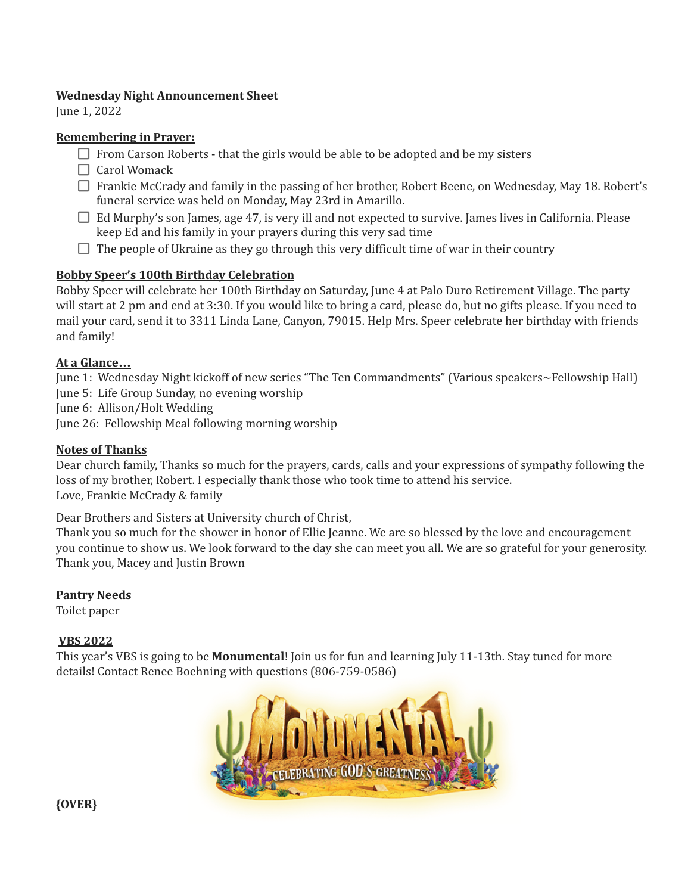**Wednesday Night Announcement Sheet**
June 1, 2022

**Remembering in Prayer:**

- [ ] From Carson Roberts - that the girls would be able to be adopted and be my sisters
- [ ] Carol Womack
- [ ] Frankie McCrady and family in the passing of her brother, Robert Beene, on Wednesday, May 18. Robert's funeral service was held on Monday, May 23rd in Amarillo.
- [ ] Ed Murphy's son James, age 47, is very ill and not expected to survive. James lives in California. Please keep Ed and his family in your prayers during this very sad time
- [ ] The people of Ukraine as they go through this very difficult time of war in their country

**Bobby Speer's 100th Birthday Celebration**

Bobby Speer will celebrate her 100th Birthday on Saturday, June 4 at Palo Duro Retirement Village. The party will start at 2 pm and end at 3:30. If you would like to bring a card, please do, but no gifts please. If you need to mail your card, send it to 3311 Linda Lane, Canyon, 79015. Help Mrs. Speer celebrate her birthday with friends and family!

**At a Glance…**

June 1: Wednesday Night kickoff of new series "The Ten Commandments" (Various speakers~Fellowship Hall)
June 5: Life Group Sunday, no evening worship
June 6: Allison/Holt Wedding
June 26: Fellowship Meal following morning worship

**Notes of Thanks**

Dear church family, Thanks so much for the prayers, cards, calls and your expressions of sympathy following the loss of my brother, Robert. I especially thank those who took time to attend his service.
Love, Frankie McCrady & family

Dear Brothers and Sisters at University church of Christ,
Thank you so much for the shower in honor of Ellie Jeanne. We are so blessed by the love and encouragement you continue to show us. We look forward to the day she can meet you all. We are so grateful for your generosity.
Thank you, Macey and Justin Brown

**Pantry Needs**

Toilet paper

**VBS 2022**

This year's VBS is going to be **Monumental**! Join us for fun and learning July 11-13th. Stay tuned for more details! Contact Renee Boehning with questions (806-759-0586)

MONUMENTAL
CELEBRATING GOD'S GREATNESS

**{OVER}**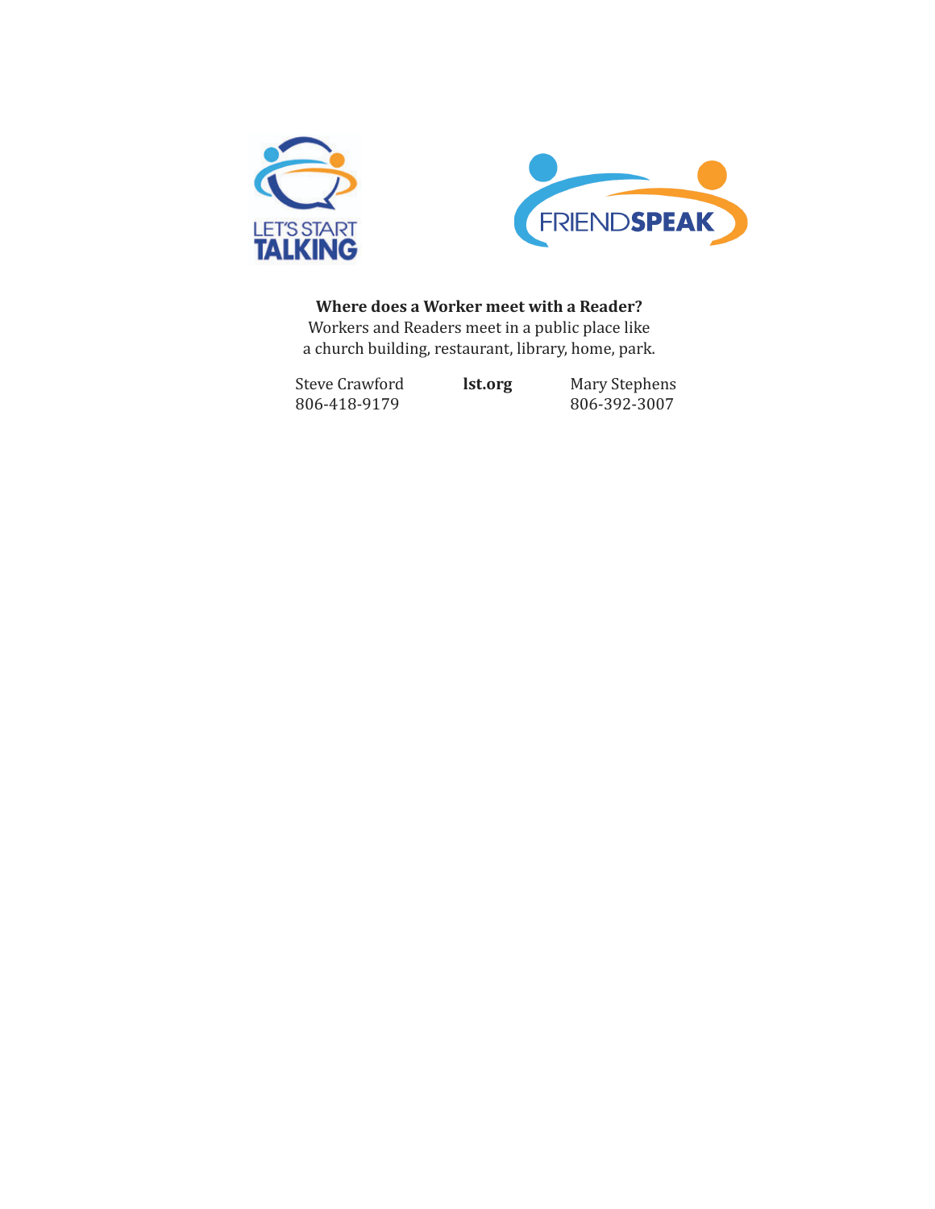LET'S START TALKING

FRIENDSPEAK

**Where does a Worker meet with a Reader?**
Workers and Readers meet in a public place like a church building, restaurant, library, home, park.

| | | |
|---|---|---|
| Steve Crawford<br>806-418-9179 | **lst.org** | Mary Stephens<br>806-392-3007 |